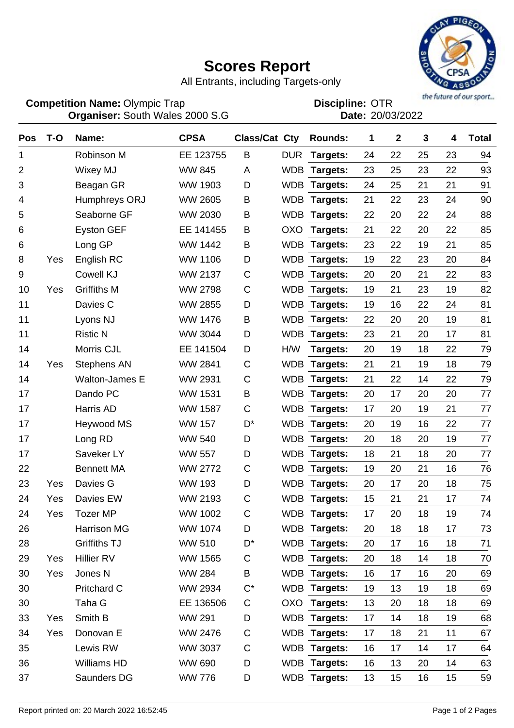# Scores Report

All Entrants, including Targets-only

**Competition Name:** Olympic Trap
**Organiser:** South Wales 2000 S.G

**Discipline:** OTR
**Date:** 20/03/2022

| Pos | T-O | Name: | CPSA | Class/Cat | Cty | Rounds: | 1 | 2 | 3 | 4 | Total |
|---|---|---|---|---|---|---|---|---|---|---|---|
| 1 | | Robinson M | EE 123755 | B | DUR | **Targets:** | 24 | 22 | 25 | 23 | 94 |
| 2 | | Wixey MJ | WW 845 | A | WDB | **Targets:** | 23 | 25 | 23 | 22 | 93 |
| 3 | | Beagan GR | WW 1903 | D | WDB | **Targets:** | 24 | 25 | 21 | 21 | 91 |
| 4 | | Humphreys ORJ | WW 2605 | B | WDB | **Targets:** | 21 | 22 | 23 | 24 | 90 |
| 5 | | Seaborne GF | WW 2030 | B | WDB | **Targets:** | 22 | 20 | 22 | 24 | 88 |
| 6 | | Eyston GEF | EE 141455 | B | OXO | **Targets:** | 21 | 22 | 20 | 22 | 85 |
| 6 | | Long GP | WW 1442 | B | WDB | **Targets:** | 23 | 22 | 19 | 21 | 85 |
| 8 | Yes | English RC | WW 1106 | D | WDB | **Targets:** | 19 | 22 | 23 | 20 | 84 |
| 9 | | Cowell KJ | WW 2137 | C | WDB | **Targets:** | 20 | 20 | 21 | 22 | 83 |
| 10 | Yes | Griffiths M | WW 2798 | C | WDB | **Targets:** | 19 | 21 | 23 | 19 | 82 |
| 11 | | Davies C | WW 2855 | D | WDB | **Targets:** | 19 | 16 | 22 | 24 | 81 |
| 11 | | Lyons NJ | WW 1476 | B | WDB | **Targets:** | 22 | 20 | 20 | 19 | 81 |
| 11 | | Ristic N | WW 3044 | D | WDB | **Targets:** | 23 | 21 | 20 | 17 | 81 |
| 14 | | Morris CJL | EE 141504 | D | H/W | **Targets:** | 20 | 19 | 18 | 22 | 79 |
| 14 | Yes | Stephens AN | WW 2841 | C | WDB | **Targets:** | 21 | 21 | 19 | 18 | 79 |
| 14 | | Walton-James E | WW 2931 | C | WDB | **Targets:** | 21 | 22 | 14 | 22 | 79 |
| 17 | | Dando PC | WW 1531 | B | WDB | **Targets:** | 20 | 17 | 20 | 20 | 77 |
| 17 | | Harris AD | WW 1587 | C | WDB | **Targets:** | 17 | 20 | 19 | 21 | 77 |
| 17 | | Heywood MS | WW 157 | D* | WDB | **Targets:** | 20 | 19 | 16 | 22 | 77 |
| 17 | | Long RD | WW 540 | D | WDB | **Targets:** | 20 | 18 | 20 | 19 | 77 |
| 17 | | Saveker LY | WW 557 | D | WDB | **Targets:** | 18 | 21 | 18 | 20 | 77 |
| 22 | | Bennett MA | WW 2772 | C | WDB | **Targets:** | 19 | 20 | 21 | 16 | 76 |
| 23 | Yes | Davies G | WW 193 | D | WDB | **Targets:** | 20 | 17 | 20 | 18 | 75 |
| 24 | Yes | Davies EW | WW 2193 | C | WDB | **Targets:** | 15 | 21 | 21 | 17 | 74 |
| 24 | Yes | Tozer MP | WW 1002 | C | WDB | **Targets:** | 17 | 20 | 18 | 19 | 74 |
| 26 | | Harrison MG | WW 1074 | D | WDB | **Targets:** | 20 | 18 | 18 | 17 | 73 |
| 28 | | Griffiths TJ | WW 510 | D* | WDB | **Targets:** | 20 | 17 | 16 | 18 | 71 |
| 29 | Yes | Hillier RV | WW 1565 | C | WDB | **Targets:** | 20 | 18 | 14 | 18 | 70 |
| 30 | Yes | Jones N | WW 284 | B | WDB | **Targets:** | 16 | 17 | 16 | 20 | 69 |
| 30 | | Pritchard C | WW 2934 | C* | WDB | **Targets:** | 19 | 13 | 19 | 18 | 69 |
| 30 | | Taha G | EE 136506 | C | OXO | **Targets:** | 13 | 20 | 18 | 18 | 69 |
| 33 | Yes | Smith B | WW 291 | D | WDB | **Targets:** | 17 | 14 | 18 | 19 | 68 |
| 34 | Yes | Donovan E | WW 2476 | C | WDB | **Targets:** | 17 | 18 | 21 | 11 | 67 |
| 35 | | Lewis RW | WW 3037 | C | WDB | **Targets:** | 16 | 17 | 14 | 17 | 64 |
| 36 | | Williams HD | WW 690 | D | WDB | **Targets:** | 16 | 13 | 20 | 14 | 63 |
| 37 | | Saunders DG | WW 776 | D | WDB | **Targets:** | 13 | 15 | 16 | 15 | 59 |

Report printed on: 20 March 2022 16:52:45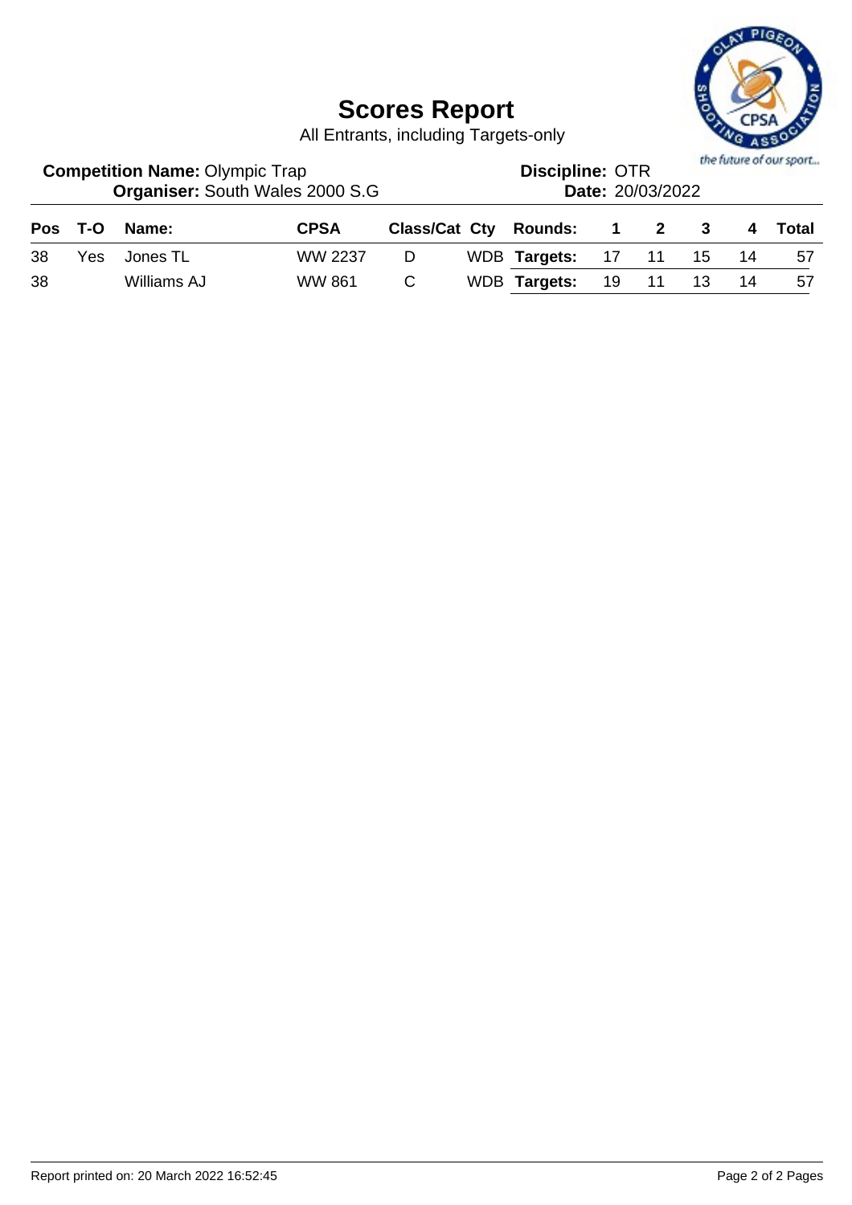# Scores Report

All Entrants, including Targets-only

**Competition Name:** Olympic Trap
**Organiser:** South Wales 2000 S.G

**Discipline:** OTR
**Date:** 20/03/2022

| Pos | T-O | Name: | CPSA | Class/Cat | Cty | Rounds: | 1 | 2 | 3 | 4 | Total |
|---|---|---|---|---|---|---|---|---|---|---|---|
| 38 | Yes | Jones TL | WW 2237 | D | WDB | **Targets:** | 17 | 11 | 15 | 14 | 57 |
| 38 | | Williams AJ | WW 861 | C | WDB | **Targets:** | 19 | 11 | 13 | 14 | 57 |

Report printed on: 20 March 2022 16:52:45